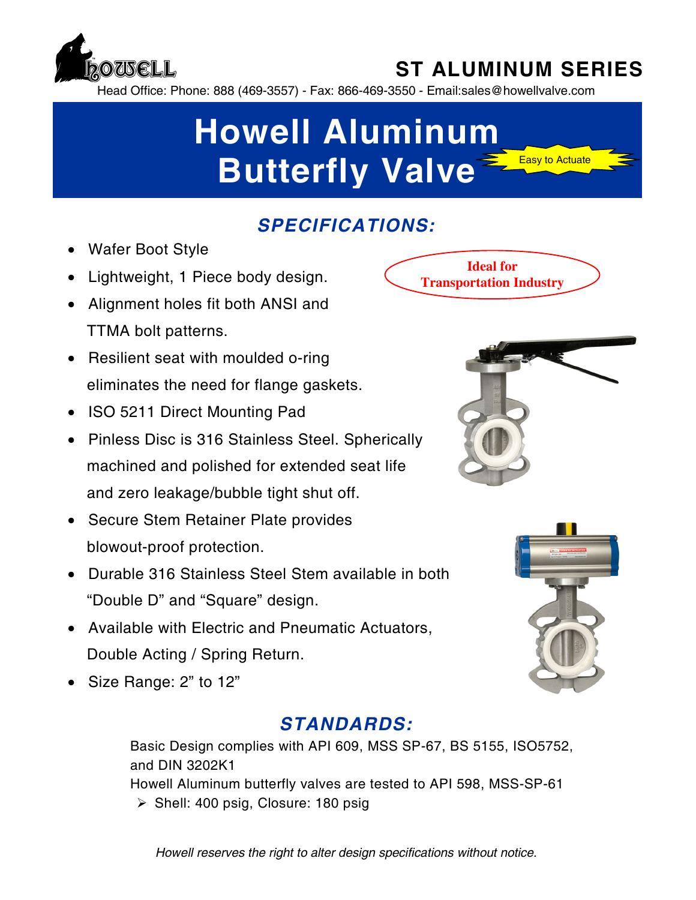# ST ALUMINUM SERIES

Head Office: Phone: 888 (469-3557) - Fax: 866-469-3550 - Email:sales@howellvalve.com

# Howell Aluminum Butterfly Valve

Easy to Actuate

## SPECIFICATIONS:

Ideal for Transportation Industry

- Wafer Boot Style
- Lightweight, 1 Piece body design.
- Alignment holes fit both ANSI and TTMA bolt patterns.
- Resilient seat with moulded o-ring eliminates the need for flange gaskets.
- ISO 5211 Direct Mounting Pad
- Pinless Disc is 316 Stainless Steel. Spherically machined and polished for extended seat life and zero leakage/bubble tight shut off.
- Secure Stem Retainer Plate provides blowout-proof protection.
- Durable 316 Stainless Steel Stem available in both “Double D” and “Square” design.
- Available with Electric and Pneumatic Actuators, Double Acting / Spring Return.
- Size Range: 2” to 12”

## STANDARDS:

Basic Design complies with API 609, MSS SP-67, BS 5155, ISO5752, and DIN 3202K1

Howell Aluminum butterfly valves are tested to API 598, MSS-SP-61

- Shell: 400 psig, Closure: 180 psig

*Howell reserves the right to alter design specifications without notice.*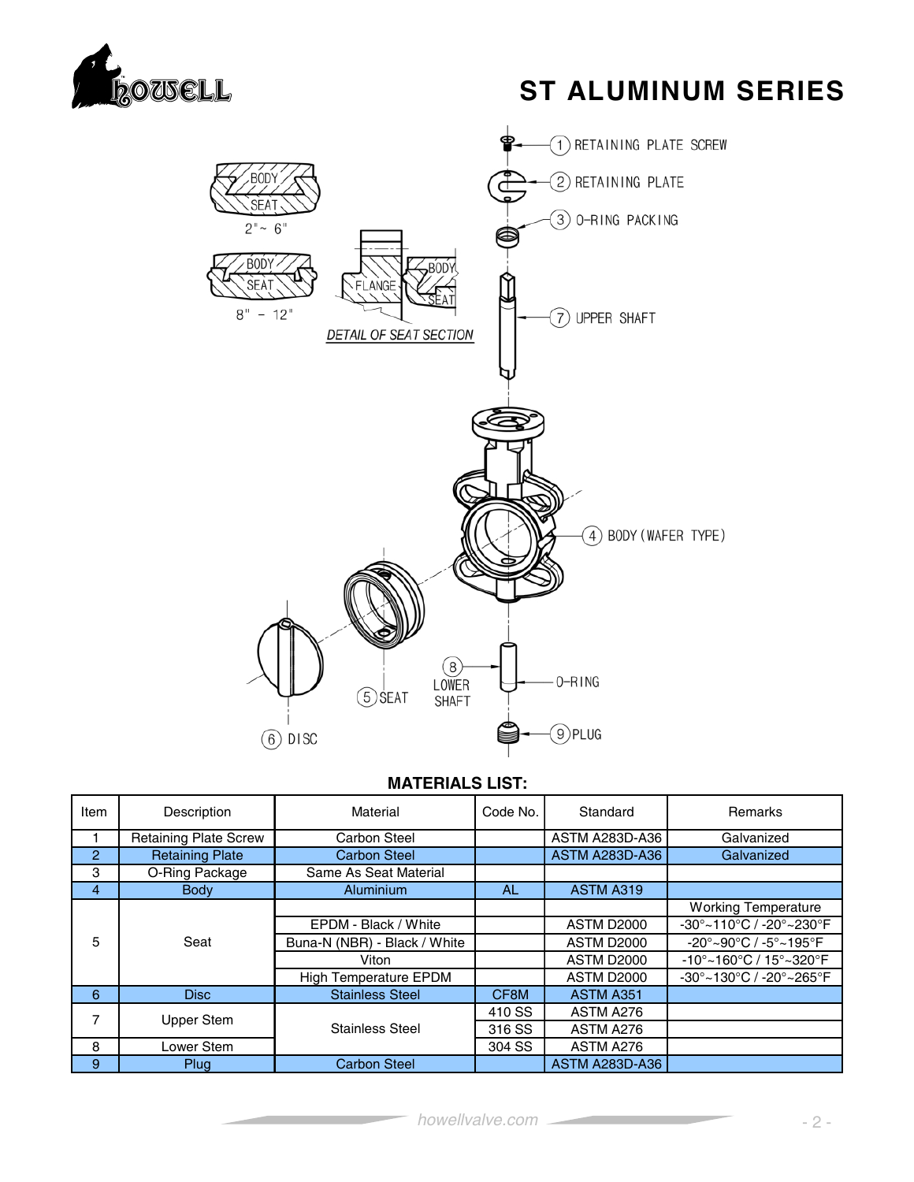# ST ALUMINUM SERIES

1 RETAINING PLATE SCREW

2 RETAINING PLATE

3 O-RING PACKING

7 UPPER SHAFT

4 BODY (WAFER TYPE)

5 SEAT

6 DISC

8 LOWER SHAFT

O-RING

9 PLUG

BODY / SEAT 2" ~ 6"

BODY / SEAT 8" - 12"

FLANGE / BODY / SEAT

*DETAIL OF SEAT SECTION*

**MATERIALS LIST:**

| Item | Description | Material | Code No. | Standard | Remarks |
|---|---|---|---|---|---|
| 1 | Retaining Plate Screw | Carbon Steel | | ASTM A283D-A36 | Galvanized |
| 2 | Retaining Plate | Carbon Steel | | ASTM A283D-A36 | Galvanized |
| 3 | O-Ring Package | Same As Seat Material | | | |
| 4 | Body | Aluminium | AL | ASTM A319 | |
| 5 | Seat | | | | Working Temperature |
| | | EPDM - Black / White | | ASTM D2000 | -30°~110°C / -20°~230°F |
| | | Buna-N (NBR) - Black / White | | ASTM D2000 | -20°~90°C / -5°~195°F |
| | | Viton | | ASTM D2000 | -10°~160°C / 15°~320°F |
| | | High Temperature EPDM | | ASTM D2000 | -30°~130°C / -20°~265°F |
| 6 | Disc | Stainless Steel | CF8M | ASTM A351 | |
| 7 | Upper Stem | Stainless Steel | 410 SS | ASTM A276 | |
| | | | 316 SS | ASTM A276 | |
| 8 | Lower Stem | | 304 SS | ASTM A276 | |
| 9 | Plug | Carbon Steel | | ASTM A283D-A36 | |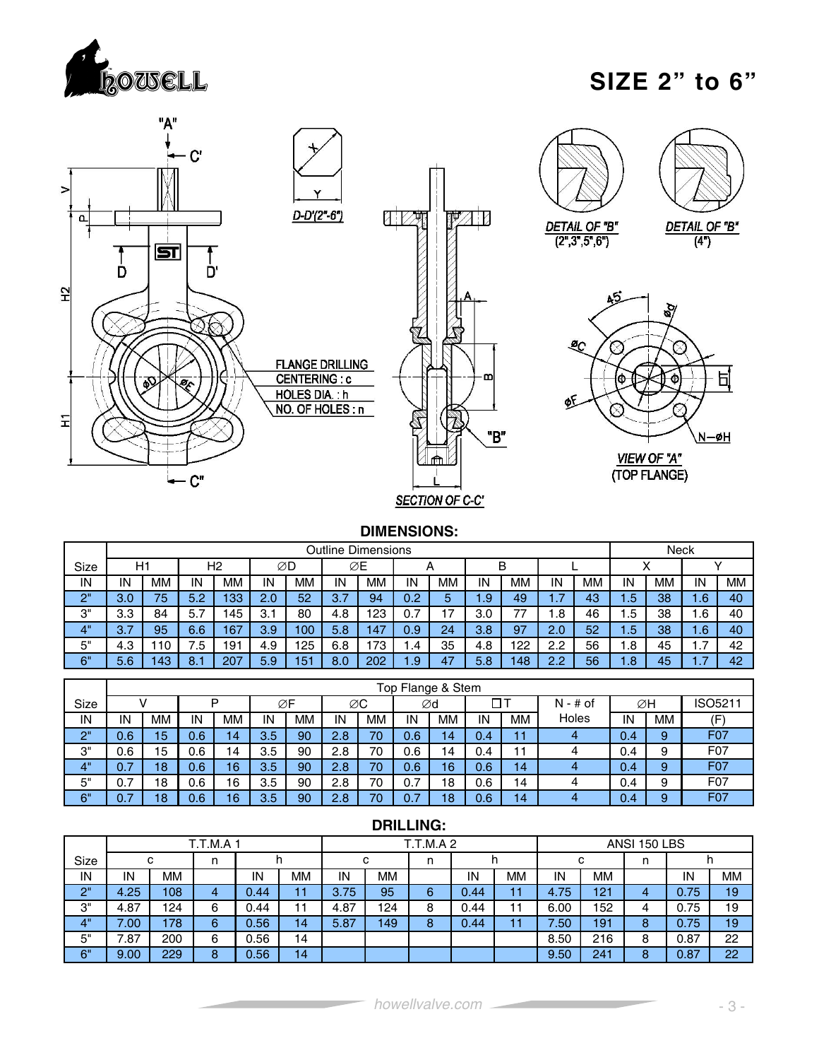# SIZE 2" to 6"

"A"

C'

V

P

H2

D D'

ST

H1

C"

D-D'(2"-6")

X

Y

FLANGE DRILLING
CENTERING : c
HOLES DIA. : h
NO. OF HOLES : n

ØD ØE

A

B

"B"

L

SECTION OF C-C'

DETAIL OF "B" (2",3",5",6")

DETAIL OF "B" (4")

45°

Ød

ØC

ØF

T

N—ØH

VIEW OF "A" (TOP FLANGE)

## DIMENSIONS:

| Size | Outline Dimensions | | | | | | | | | | | | | | Neck | | | |
|---|---|---|---|---|---|---|---|---|---|---|---|---|---|---|---|---|---|---|
| | H1 | | H2 | | ØD | | ØE | | A | | B | | L | | X | | Y | |
| IN | IN | MM | IN | MM | IN | MM | IN | MM | IN | MM | IN | MM | IN | MM | IN | MM | IN | MM |
| 2" | 3.0 | 75 | 5.2 | 133 | 2.0 | 52 | 3.7 | 94 | 0.2 | 5 | 1.9 | 49 | 1.7 | 43 | 1.5 | 38 | 1.6 | 40 |
| 3" | 3.3 | 84 | 5.7 | 145 | 3.1 | 80 | 4.8 | 123 | 0.7 | 17 | 3.0 | 77 | 1.8 | 46 | 1.5 | 38 | 1.6 | 40 |
| 4" | 3.7 | 95 | 6.6 | 167 | 3.9 | 100 | 5.8 | 147 | 0.9 | 24 | 3.8 | 97 | 2.0 | 52 | 1.5 | 38 | 1.6 | 40 |
| 5" | 4.3 | 110 | 7.5 | 191 | 4.9 | 125 | 6.8 | 173 | 1.4 | 35 | 4.8 | 122 | 2.2 | 56 | 1.8 | 45 | 1.7 | 42 |
| 6" | 5.6 | 143 | 8.1 | 207 | 5.9 | 151 | 8.0 | 202 | 1.9 | 47 | 5.8 | 148 | 2.2 | 56 | 1.8 | 45 | 1.7 | 42 |

| Size | Top Flange & Stem | | | | | | | | | | | | | | | |
|---|---|---|---|---|---|---|---|---|---|---|---|---|---|---|---|---|
| | V | | P | | ØF | | ØC | | Ød | | ☐T | | N - # of Holes | ØH | | ISO5211 |
| IN | IN | MM | IN | MM | IN | MM | IN | MM | IN | MM | IN | MM | | IN | MM | (F) |
| 2" | 0.6 | 15 | 0.6 | 14 | 3.5 | 90 | 2.8 | 70 | 0.6 | 14 | 0.4 | 11 | 4 | 0.4 | 9 | F07 |
| 3" | 0.6 | 15 | 0.6 | 14 | 3.5 | 90 | 2.8 | 70 | 0.6 | 14 | 0.4 | 11 | 4 | 0.4 | 9 | F07 |
| 4" | 0.7 | 18 | 0.6 | 16 | 3.5 | 90 | 2.8 | 70 | 0.6 | 16 | 0.6 | 14 | 4 | 0.4 | 9 | F07 |
| 5" | 0.7 | 18 | 0.6 | 16 | 3.5 | 90 | 2.8 | 70 | 0.7 | 18 | 0.6 | 14 | 4 | 0.4 | 9 | F07 |
| 6" | 0.7 | 18 | 0.6 | 16 | 3.5 | 90 | 2.8 | 70 | 0.7 | 18 | 0.6 | 14 | 4 | 0.4 | 9 | F07 |

## DRILLING:

| Size | T.T.M.A 1 | | | | | T.T.M.A 2 | | | | | ANSI 150 LBS | | | | |
|---|---|---|---|---|---|---|---|---|---|---|---|---|---|---|---|
| | c | | n | h | | c | | n | h | | c | | n | h | |
| IN | IN | MM | | IN | MM | IN | MM | | IN | MM | IN | MM | | IN | MM |
| 2" | 4.25 | 108 | 4 | 0.44 | 11 | 3.75 | 95 | 6 | 0.44 | 11 | 4.75 | 121 | 4 | 0.75 | 19 |
| 3" | 4.87 | 124 | 6 | 0.44 | 11 | 4.87 | 124 | 8 | 0.44 | 11 | 6.00 | 152 | 4 | 0.75 | 19 |
| 4" | 7.00 | 178 | 6 | 0.56 | 14 | 5.87 | 149 | 8 | 0.44 | 11 | 7.50 | 191 | 8 | 0.75 | 19 |
| 5" | 7.87 | 200 | 6 | 0.56 | 14 | | | | | | 8.50 | 216 | 8 | 0.87 | 22 |
| 6" | 9.00 | 229 | 8 | 0.56 | 14 | | | | | | 9.50 | 241 | 8 | 0.87 | 22 |

howellvalve.com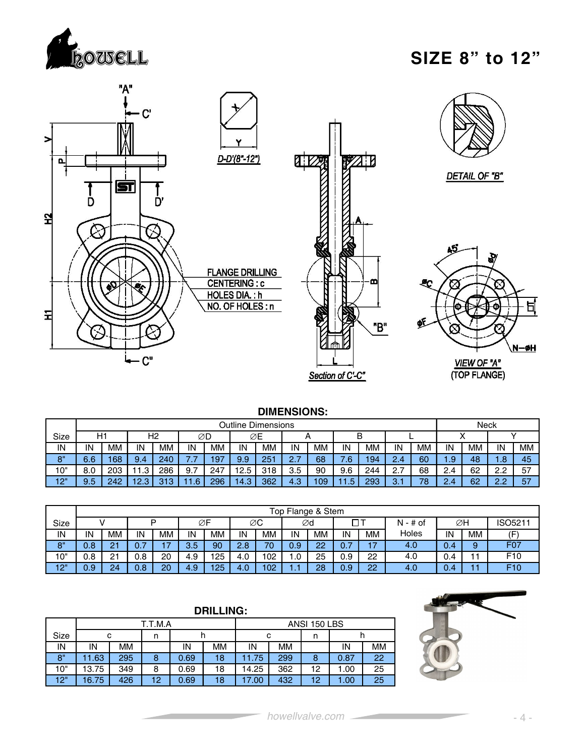# SIZE 8" to 12"

"A"

C'

V

P

H2

H1

D D'

D-D'(8"-12")

X

Y

FLANGE DRILLING
CENTERING : c
HOLES DIA. : h
NO. OF HOLES : n

A

B

"B"

L

Section of C'-C"

C"

DETAIL OF "B"

45°

VIEW OF "A"
(TOP FLANGE)

N-ØH

## DIMENSIONS:

| | Outline Dimensions | | | | | | | | | | | | | | Neck | | | |
|---|---|---|---|---|---|---|---|---|---|---|---|---|---|---|---|---|---|---|
| Size | H1 | | H2 | | ∅D | | ∅E | | A | | B | | L | | X | | Y | |
| IN | IN | MM | IN | MM | IN | MM | IN | MM | IN | MM | IN | MM | IN | MM | IN | MM | IN | MM |
| 8" | 6.6 | 168 | 9.4 | 240 | 7.7 | 197 | 9.9 | 251 | 2.7 | 68 | 7.6 | 194 | 2.4 | 60 | 1.9 | 48 | 1.8 | 45 |
| 10" | 8.0 | 203 | 11.3 | 286 | 9.7 | 247 | 12.5 | 318 | 3.5 | 90 | 9.6 | 244 | 2.7 | 68 | 2.4 | 62 | 2.2 | 57 |
| 12" | 9.5 | 242 | 12.3 | 313 | 11.6 | 296 | 14.3 | 362 | 4.3 | 109 | 11.5 | 293 | 3.1 | 78 | 2.4 | 62 | 2.2 | 57 |

| | Top Flange & Stem | | | | | | | | | | | | | | | |
|---|---|---|---|---|---|---|---|---|---|---|---|---|---|---|---|---|
| Size | V | | P | | ∅F | | ∅C | | ∅d | | □T | | N - # of | ∅H | | ISO5211 |
| IN | IN | MM | IN | MM | IN | MM | IN | MM | IN | MM | IN | MM | Holes | IN | MM | (F) |
| 8" | 0.8 | 21 | 0.7 | 17 | 3.5 | 90 | 2.8 | 70 | 0.9 | 22 | 0.7 | 17 | 4.0 | 0.4 | 9 | F07 |
| 10" | 0.8 | 21 | 0.8 | 20 | 4.9 | 125 | 4.0 | 102 | 1.0 | 25 | 0.9 | 22 | 4.0 | 0.4 | 11 | F10 |
| 12" | 0.9 | 24 | 0.8 | 20 | 4.9 | 125 | 4.0 | 102 | 1.1 | 28 | 0.9 | 22 | 4.0 | 0.4 | 11 | F10 |

## DRILLING:

| | T.T.M.A | | | | | ANSI 150 LBS | | | | |
|---|---|---|---|---|---|---|---|---|---|---|
| Size | c | | n | h | | c | | n | h | |
| IN | IN | MM | | IN | MM | IN | MM | | IN | MM |
| 8" | 11.63 | 295 | 8 | 0.69 | 18 | 11.75 | 299 | 8 | 0.87 | 22 |
| 10" | 13.75 | 349 | 8 | 0.69 | 18 | 14.25 | 362 | 12 | 1.00 | 25 |
| 12" | 16.75 | 426 | 12 | 0.69 | 18 | 17.00 | 432 | 12 | 1.00 | 25 |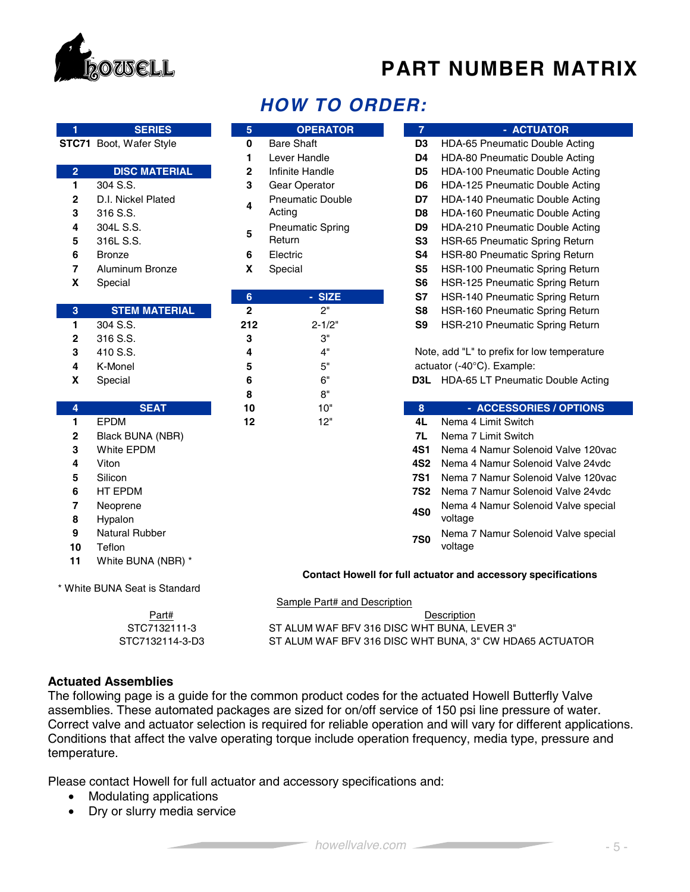# PART NUMBER MATRIX

## HOW TO ORDER:

| 1 | SERIES |
|---|---|
| STC71 | Boot, Wafer Style |

| 2 | DISC MATERIAL |
|---|---|
| 1 | 304 S.S. |
| 2 | D.I. Nickel Plated |
| 3 | 316 S.S. |
| 4 | 304L S.S. |
| 5 | 316L S.S. |
| 6 | Bronze |
| 7 | Aluminum Bronze |
| X | Special |

| 3 | STEM MATERIAL |
|---|---|
| 1 | 304 S.S. |
| 2 | 316 S.S. |
| 3 | 410 S.S. |
| 4 | K-Monel |
| X | Special |

| 4 | SEAT |
|---|---|
| 1 | EPDM |
| 2 | Black BUNA (NBR) |
| 3 | White EPDM |
| 4 | Viton |
| 5 | Silicon |
| 6 | HT EPDM |
| 7 | Neoprene |
| 8 | Hypalon |
| 9 | Natural Rubber |
| 10 | Teflon |
| 11 | White BUNA (NBR) * |

* White BUNA Seat is Standard

| 5 | OPERATOR |
|---|---|
| 0 | Bare Shaft |
| 1 | Lever Handle |
| 2 | Infinite Handle |
| 3 | Gear Operator |
| 4 | Pneumatic Double Acting |
| 5 | Pneumatic Spring Return |
| 6 | Electric |
| X | Special |

| 6 | - SIZE |
|---|---|
| 2 | 2" |
| 212 | 2-1/2" |
| 3 | 3" |
| 4 | 4" |
| 5 | 5" |
| 6 | 6" |
| 8 | 8" |
| 10 | 10" |
| 12 | 12" |

| 7 | - ACTUATOR |
|---|---|
| D3 | HDA-65 Pneumatic Double Acting |
| D4 | HDA-80 Pneumatic Double Acting |
| D5 | HDA-100 Pneumatic Double Acting |
| D6 | HDA-125 Pneumatic Double Acting |
| D7 | HDA-140 Pneumatic Double Acting |
| D8 | HDA-160 Pneumatic Double Acting |
| D9 | HDA-210 Pneumatic Double Acting |
| S3 | HSR-65 Pneumatic Spring Return |
| S4 | HSR-80 Pneumatic Spring Return |
| S5 | HSR-100 Pneumatic Spring Return |
| S6 | HSR-125 Pneumatic Spring Return |
| S7 | HSR-140 Pneumatic Spring Return |
| S8 | HSR-160 Pneumatic Spring Return |
| S9 | HSR-210 Pneumatic Spring Return |

Note, add "L" to prefix for low temperature actuator (-40°C). Example:

| | |
|---|---|
| D3L | HDA-65 LT Pneumatic Double Acting |

| 8 | - ACCESSORIES / OPTIONS |
|---|---|
| 4L | Nema 4 Limit Switch |
| 7L | Nema 7 Limit Switch |
| 4S1 | Nema 4 Namur Solenoid Valve 120vac |
| 4S2 | Nema 4 Namur Solenoid Valve 24vdc |
| 7S1 | Nema 7 Namur Solenoid Valve 120vac |
| 7S2 | Nema 7 Namur Solenoid Valve 24vdc |
| 4S0 | Nema 4 Namur Solenoid Valve special voltage |
| 7S0 | Nema 7 Namur Solenoid Valve special voltage |

**Contact Howell for full actuator and accessory specifications**

Sample Part# and Description

| Part# | Description |
|---|---|
| STC7132111-3 | ST ALUM WAF BFV 316 DISC WHT BUNA, LEVER 3" |
| STC7132114-3-D3 | ST ALUM WAF BFV 316 DISC WHT BUNA, 3" CW HDA65 ACTUATOR |

### Actuated Assemblies

The following page is a guide for the common product codes for the actuated Howell Butterfly Valve assemblies. These automated packages are sized for on/off service of 150 psi line pressure of water. Correct valve and actuator selection is required for reliable operation and will vary for different applications. Conditions that affect the valve operating torque include operation frequency, media type, pressure and temperature.

Please contact Howell for full actuator and accessory specifications and:

- Modulating applications
- Dry or slurry media service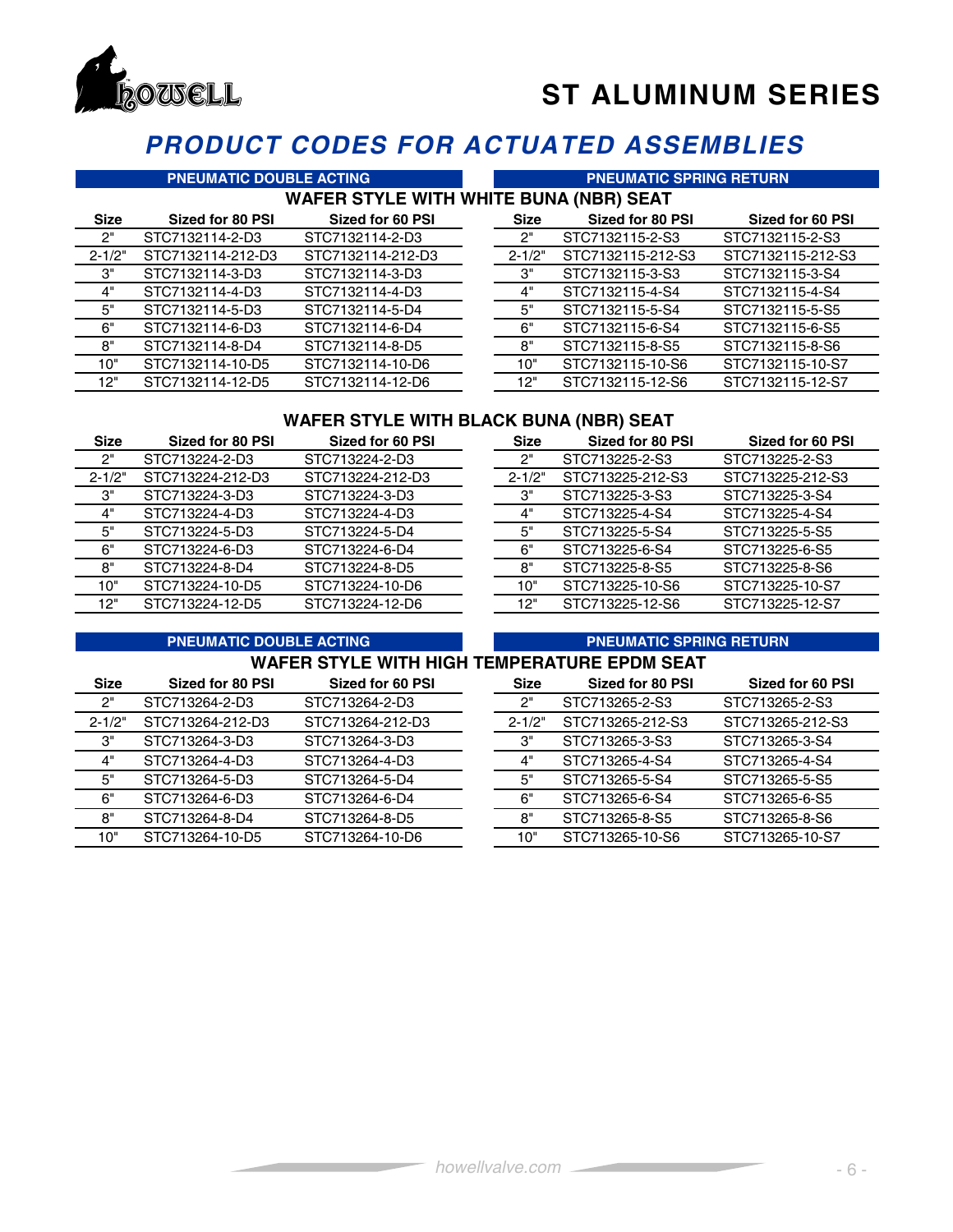# ST ALUMINUM SERIES

## *PRODUCT CODES FOR ACTUATED ASSEMBLIES*

### WAFER STYLE WITH WHITE BUNA (NBR) SEAT

| PNEUMATIC DOUBLE ACTING | | | PNEUMATIC SPRING RETURN | | |
|---|---|---|---|---|---|
| **Size** | **Sized for 80 PSI** | **Sized for 60 PSI** | **Size** | **Sized for 80 PSI** | **Sized for 60 PSI** |
| 2" | STC7132114-2-D3 | STC7132114-2-D3 | 2" | STC7132115-2-S3 | STC7132115-2-S3 |
| 2-1/2" | STC7132114-212-D3 | STC7132114-212-D3 | 2-1/2" | STC7132115-212-S3 | STC7132115-212-S3 |
| 3" | STC7132114-3-D3 | STC7132114-3-D3 | 3" | STC7132115-3-S3 | STC7132115-3-S4 |
| 4" | STC7132114-4-D3 | STC7132114-4-D3 | 4" | STC7132115-4-S4 | STC7132115-4-S4 |
| 5" | STC7132114-5-D3 | STC7132114-5-D4 | 5" | STC7132115-5-S4 | STC7132115-5-S5 |
| 6" | STC7132114-6-D3 | STC7132114-6-D4 | 6" | STC7132115-6-S4 | STC7132115-6-S5 |
| 8" | STC7132114-8-D4 | STC7132114-8-D5 | 8" | STC7132115-8-S5 | STC7132115-8-S6 |
| 10" | STC7132114-10-D5 | STC7132114-10-D6 | 10" | STC7132115-10-S6 | STC7132115-10-S7 |
| 12" | STC7132114-12-D5 | STC7132114-12-D6 | 12" | STC7132115-12-S6 | STC7132115-12-S7 |

### WAFER STYLE WITH BLACK BUNA (NBR) SEAT

| Size | Sized for 80 PSI | Sized for 60 PSI | Size | Sized for 80 PSI | Sized for 60 PSI |
|---|---|---|---|---|---|
| 2" | STC713224-2-D3 | STC713224-2-D3 | 2" | STC713225-2-S3 | STC713225-2-S3 |
| 2-1/2" | STC713224-212-D3 | STC713224-212-D3 | 2-1/2" | STC713225-212-S3 | STC713225-212-S3 |
| 3" | STC713224-3-D3 | STC713224-3-D3 | 3" | STC713225-3-S3 | STC713225-3-S4 |
| 4" | STC713224-4-D3 | STC713224-4-D3 | 4" | STC713225-4-S4 | STC713225-4-S4 |
| 5" | STC713224-5-D3 | STC713224-5-D4 | 5" | STC713225-5-S4 | STC713225-5-S5 |
| 6" | STC713224-6-D3 | STC713224-6-D4 | 6" | STC713225-6-S4 | STC713225-6-S5 |
| 8" | STC713224-8-D4 | STC713224-8-D5 | 8" | STC713225-8-S5 | STC713225-8-S6 |
| 10" | STC713224-10-D5 | STC713224-10-D6 | 10" | STC713225-10-S6 | STC713225-10-S7 |
| 12" | STC713224-12-D5 | STC713224-12-D6 | 12" | STC713225-12-S6 | STC713225-12-S7 |

### WAFER STYLE WITH HIGH TEMPERATURE EPDM SEAT

| PNEUMATIC DOUBLE ACTING | | | PNEUMATIC SPRING RETURN | | |
|---|---|---|---|---|---|
| **Size** | **Sized for 80 PSI** | **Sized for 60 PSI** | **Size** | **Sized for 80 PSI** | **Sized for 60 PSI** |
| 2" | STC713264-2-D3 | STC713264-2-D3 | 2" | STC713265-2-S3 | STC713265-2-S3 |
| 2-1/2" | STC713264-212-D3 | STC713264-212-D3 | 2-1/2" | STC713265-212-S3 | STC713265-212-S3 |
| 3" | STC713264-3-D3 | STC713264-3-D3 | 3" | STC713265-3-S3 | STC713265-3-S4 |
| 4" | STC713264-4-D3 | STC713264-4-D3 | 4" | STC713265-4-S4 | STC713265-4-S4 |
| 5" | STC713264-5-D3 | STC713264-5-D4 | 5" | STC713265-5-S4 | STC713265-5-S5 |
| 6" | STC713264-6-D3 | STC713264-6-D4 | 6" | STC713265-6-S4 | STC713265-6-S5 |
| 8" | STC713264-8-D4 | STC713264-8-D5 | 8" | STC713265-8-S5 | STC713265-8-S6 |
| 10" | STC713264-10-D5 | STC713264-10-D6 | 10" | STC713265-10-S6 | STC713265-10-S7 |

howellvalve.com